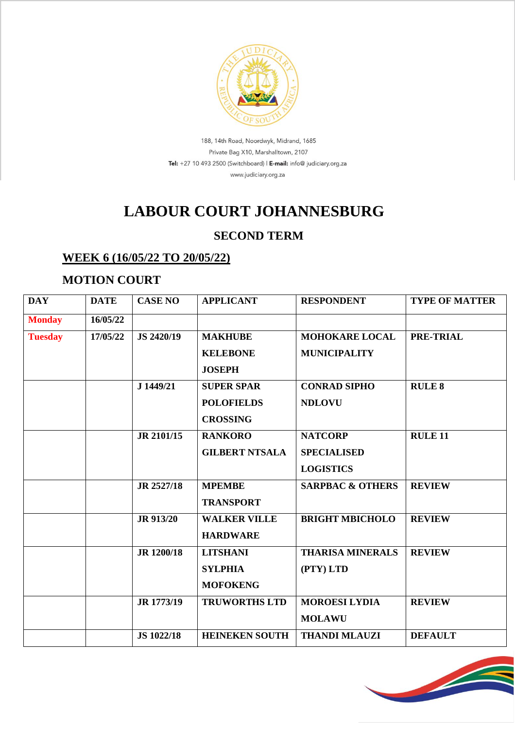188, 14th Road, Noordwyk, Midrand, 1685
Private Bag X10, Marshalltown, 2107
**Tel:** +27 10 493 2500 (Switchboard) I **E-mail:** info@ judiciary.org.za
www.judiciary.org.za

# LABOUR COURT JOHANNESBURG

## SECOND TERM

### WEEK 6 (16/05/22 TO 20/05/22)

### MOTION COURT

| DAY | DATE | CASE NO | APPLICANT | RESPONDENT | TYPE OF MATTER |
|---|---|---|---|---|---|
| Monday | 16/05/22 | | | | |
| Tuesday | 17/05/22 | JS 2420/19 | MAKHUBE KELEBONE JOSEPH | MOHOKARE LOCAL MUNICIPALITY | PRE-TRIAL |
| | | J 1449/21 | SUPER SPAR POLOFIELDS CROSSING | CONRAD SIPHO NDLOVU | RULE 8 |
| | | JR 2101/15 | RANKORO GILBERT NTSALA | NATCORP SPECIALISED LOGISTICS | RULE 11 |
| | | JR 2527/18 | MPEMBE TRANSPORT | SARPBAC & OTHERS | REVIEW |
| | | JR 913/20 | WALKER VILLE HARDWARE | BRIGHT MBICHOLO | REVIEW |
| | | JR 1200/18 | LITSHANI SYLPHIA MOFOKENG | THARISA MINERALS (PTY) LTD | REVIEW |
| | | JR 1773/19 | TRUWORTHS LTD | MOROESI LYDIA MOLAWU | REVIEW |
| | | JS 1022/18 | HEINEKEN SOUTH | THANDI MLAUZI | DEFAULT |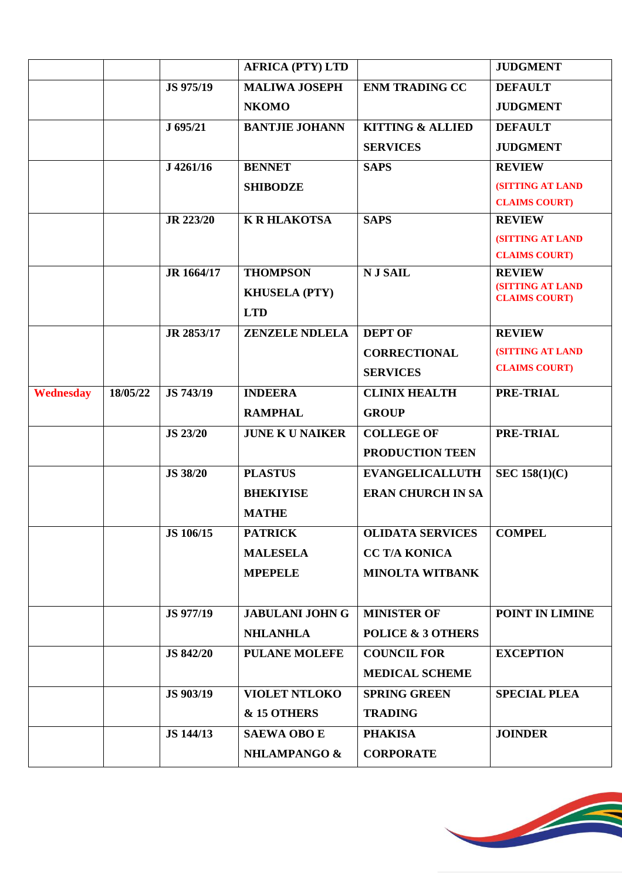| | | | | | |
|---|---|---|---|---|---|
| | | | **AFRICA (PTY) LTD** | | **JUDGMENT** |
| | | **JS 975/19** | **MALIWA JOSEPH NKOMO** | **ENM TRADING CC** | **DEFAULT JUDGMENT** |
| | | **J 695/21** | **BANTJIE JOHANN** | **KITTING & ALLIED SERVICES** | **DEFAULT JUDGMENT** |
| | | **J 4261/16** | **BENNET SHIBODZE** | **SAPS** | **REVIEW (SITTING AT LAND CLAIMS COURT)** |
| | | **JR 223/20** | **K R HLAKOTSA** | **SAPS** | **REVIEW (SITTING AT LAND CLAIMS COURT)** |
| | | **JR 1664/17** | **THOMPSON KHUSELA (PTY) LTD** | **N J SAIL** | **REVIEW (SITTING AT LAND CLAIMS COURT)** |
| | | **JR 2853/17** | **ZENZELE NDLELA** | **DEPT OF CORRECTIONAL SERVICES** | **REVIEW (SITTING AT LAND CLAIMS COURT)** |
| **Wednesday** | **18/05/22** | **JS 743/19** | **INDEERA RAMPHAL** | **CLINIX HEALTH GROUP** | **PRE-TRIAL** |
| | | **JS 23/20** | **JUNE K U NAIKER** | **COLLEGE OF PRODUCTION TEEN** | **PRE-TRIAL** |
| | | **JS 38/20** | **PLASTUS BHEKIYISE MATHE** | **EVANGELICALLUTH ERAN CHURCH IN SA** | **SEC 158(1)(C)** |
| | | **JS 106/15** | **PATRICK MALESELA MPEPELE** | **OLIDATA SERVICES CC T/A KONICA MINOLTA WITBANK** | **COMPEL** |
| | | **JS 977/19** | **JABULANI JOHN G NHLANHLA** | **MINISTER OF POLICE & 3 OTHERS** | **POINT IN LIMINE** |
| | | **JS 842/20** | **PULANE MOLEFE** | **COUNCIL FOR MEDICAL SCHEME** | **EXCEPTION** |
| | | **JS 903/19** | **VIOLET NTLOKO & 15 OTHERS** | **SPRING GREEN TRADING** | **SPECIAL PLEA** |
| | | **JS 144/13** | **SAEWA OBO E NHLAMPANGO &** | **PHAKISA CORPORATE** | **JOINDER** |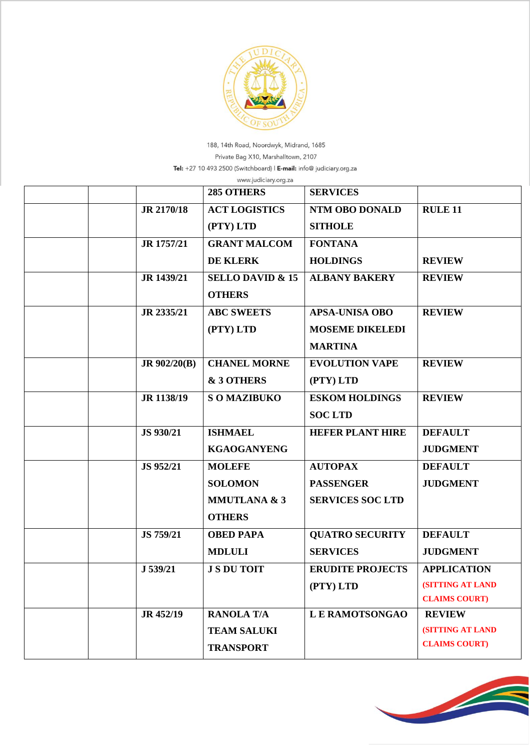188, 14th Road, Noordwyk, Midrand, 1685

Private Bag X10, Marshalltown, 2107

**Tel:** +27 10 493 2500 (Switchboard) | **E-mail:** info@ judiciary.org.za

www.judiciary.org.za

| | | | | | |
|---|---|---|---|---|---|
| | | | **285 OTHERS** | **SERVICES** | |
| | | **JR 2170/18** | **ACT LOGISTICS (PTY) LTD** | **NTM OBO DONALD SITHOLE** | **RULE 11** |
| | | **JR 1757/21** | **GRANT MALCOM DE KLERK** | **FONTANA HOLDINGS** | **REVIEW** |
| | | **JR 1439/21** | **SELLO DAVID & 15 OTHERS** | **ALBANY BAKERY** | **REVIEW** |
| | | **JR 2335/21** | **ABC SWEETS (PTY) LTD** | **APSA-UNISA OBO MOSEME DIKELEDI MARTINA** | **REVIEW** |
| | | **JR 902/20(B)** | **CHANEL MORNE & 3 OTHERS** | **EVOLUTION VAPE (PTY) LTD** | **REVIEW** |
| | | **JR 1138/19** | **S O MAZIBUKO** | **ESKOM HOLDINGS SOC LTD** | **REVIEW** |
| | | **JS 930/21** | **ISHMAEL KGAOGANYENG** | **HEFER PLANT HIRE** | **DEFAULT JUDGMENT** |
| | | **JS 952/21** | **MOLEFE SOLOMON MMUTLANA & 3 OTHERS** | **AUTOPAX PASSENGER SERVICES SOC LTD** | **DEFAULT JUDGMENT** |
| | | **JS 759/21** | **OBED PAPA MDLULI** | **QUATRO SECURITY SERVICES** | **DEFAULT JUDGMENT** |
| | | **J 539/21** | **J S DU TOIT** | **ERUDITE PROJECTS (PTY) LTD** | **APPLICATION (SITTING AT LAND CLAIMS COURT)** |
| | | **JR 452/19** | **RANOLA T/A TEAM SALUKI TRANSPORT** | **L E RAMOTSONGAO** | **REVIEW (SITTING AT LAND CLAIMS COURT)** |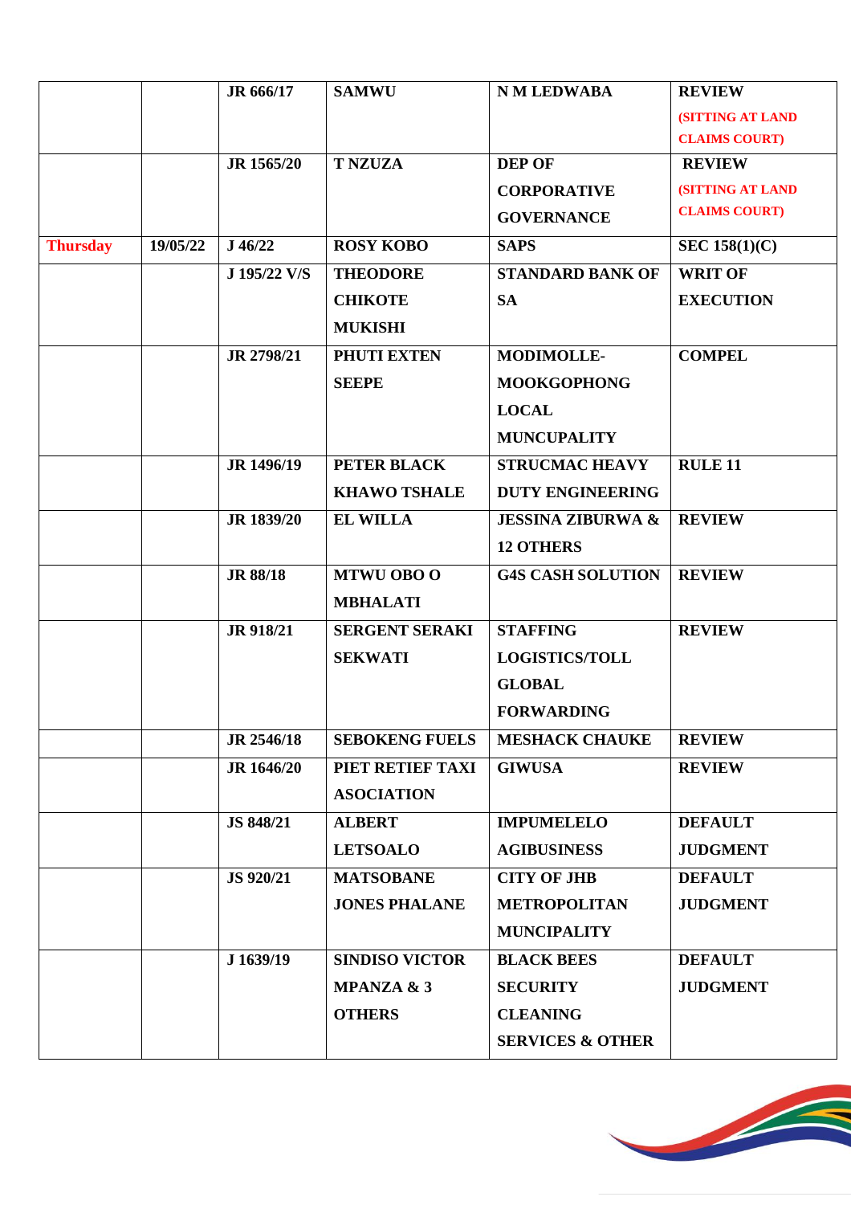| | | | | | |
|---|---|---|---|---|---|
| | | **JR 666/17** | **SAMWU** | **N M LEDWABA** | **REVIEW** **(SITTING AT LAND CLAIMS COURT)** |
| | | **JR 1565/20** | **T NZUZA** | **DEP OF CORPORATIVE GOVERNANCE** | **REVIEW** **(SITTING AT LAND CLAIMS COURT)** |
| **Thursday** | **19/05/22** | **J 46/22** | **ROSY KOBO** | **SAPS** | **SEC 158(1)(C)** |
| | | **J 195/22 V/S** | **THEODORE CHIKOTE MUKISHI** | **STANDARD BANK OF SA** | **WRIT OF EXECUTION** |
| | | **JR 2798/21** | **PHUTI EXTEN SEEPE** | **MODIMOLLE-MOOKGOPHONG LOCAL MUNCUPALITY** | **COMPEL** |
| | | **JR 1496/19** | **PETER BLACK KHAWO TSHALE** | **STRUCMAC HEAVY DUTY ENGINEERING** | **RULE 11** |
| | | **JR 1839/20** | **EL WILLA** | **JESSINA ZIBURWA & 12 OTHERS** | **REVIEW** |
| | | **JR 88/18** | **MTWU OBO O MBHALATI** | **G4S CASH SOLUTION** | **REVIEW** |
| | | **JR 918/21** | **SERGENT SERAKI SEKWATI** | **STAFFING LOGISTICS/TOLL GLOBAL FORWARDING** | **REVIEW** |
| | | **JR 2546/18** | **SEBOKENG FUELS** | **MESHACK CHAUKE** | **REVIEW** |
| | | **JR 1646/20** | **PIET RETIEF TAXI ASOCIATION** | **GIWUSA** | **REVIEW** |
| | | **JS 848/21** | **ALBERT LETSOALO** | **IMPUMELELO AGIBUSINESS** | **DEFAULT JUDGMENT** |
| | | **JS 920/21** | **MATSOBANE JONES PHALANE** | **CITY OF JHB METROPOLITAN MUNCIPALITY** | **DEFAULT JUDGMENT** |
| | | **J 1639/19** | **SINDISO VICTOR MPANZA & 3 OTHERS** | **BLACK BEES SECURITY CLEANING SERVICES & OTHER** | **DEFAULT JUDGMENT** |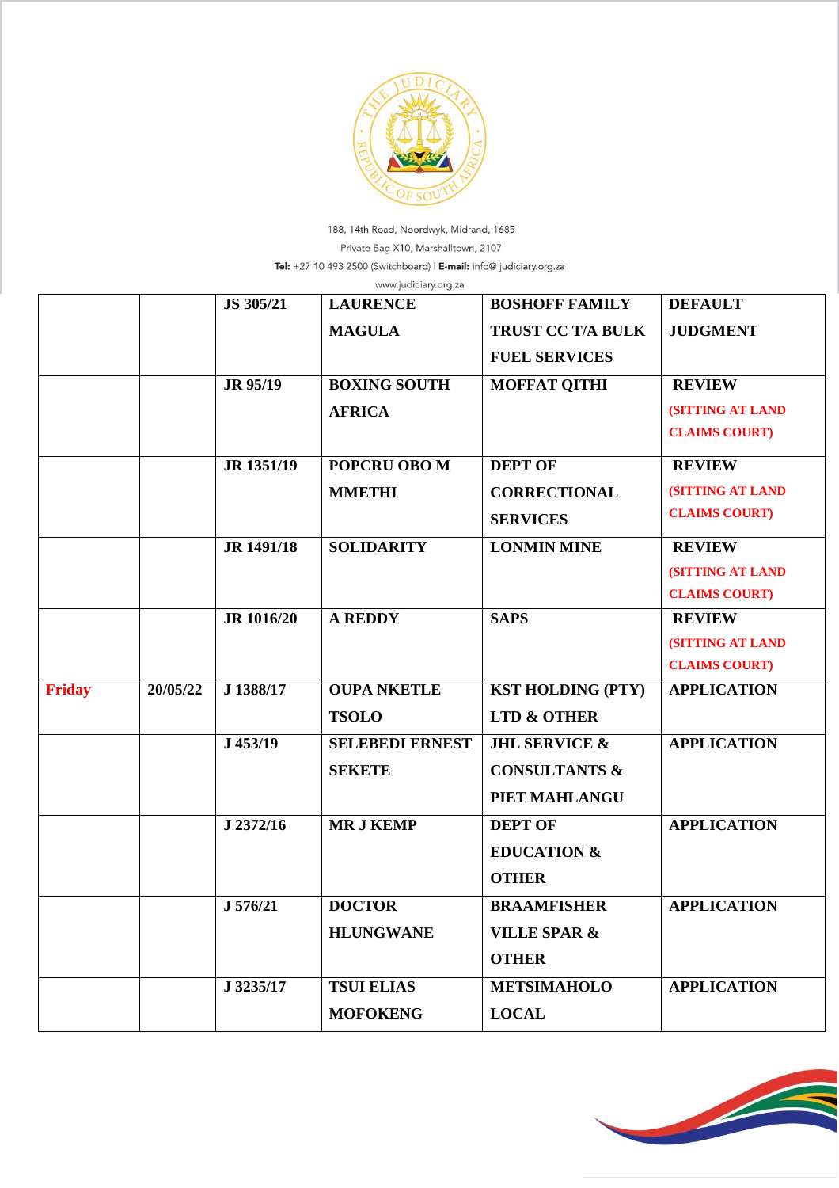188, 14th Road, Noordwyk, Midrand, 1685

Private Bag X10, Marshalltown, 2107

**Tel:** +27 10 493 2500 (Switchboard) I **E-mail:** info@ judiciary.org.za

www.judiciary.org.za

| | | | | | |
|---|---|---|---|---|---|
| | | **JS 305/21** | **LAURENCE MAGULA** | **BOSHOFF FAMILY TRUST CC T/A BULK FUEL SERVICES** | **DEFAULT JUDGMENT** |
| | | **JR 95/19** | **BOXING SOUTH AFRICA** | **MOFFAT QITHI** | **REVIEW (SITTING AT LAND CLAIMS COURT)** |
| | | **JR 1351/19** | **POPCRU OBO M MMETHI** | **DEPT OF CORRECTIONAL SERVICES** | **REVIEW (SITTING AT LAND CLAIMS COURT)** |
| | | **JR 1491/18** | **SOLIDARITY** | **LONMIN MINE** | **REVIEW (SITTING AT LAND CLAIMS COURT)** |
| | | **JR 1016/20** | **A REDDY** | **SAPS** | **REVIEW (SITTING AT LAND CLAIMS COURT)** |
| **Friday** | 20/05/22 | **J 1388/17** | **OUPA NKETLE TSOLO** | **KST HOLDING (PTY) LTD & OTHER** | **APPLICATION** |
| | | **J 453/19** | **SELEBEDI ERNEST SEKETE** | **JHL SERVICE & CONSULTANTS & PIET MAHLANGU** | **APPLICATION** |
| | | **J 2372/16** | **MR J KEMP** | **DEPT OF EDUCATION & OTHER** | **APPLICATION** |
| | | **J 576/21** | **DOCTOR HLUNGWANE** | **BRAAMFISHER VILLE SPAR & OTHER** | **APPLICATION** |
| | | **J 3235/17** | **TSUI ELIAS MOFOKENG** | **METSIMAHOLO LOCAL** | **APPLICATION** |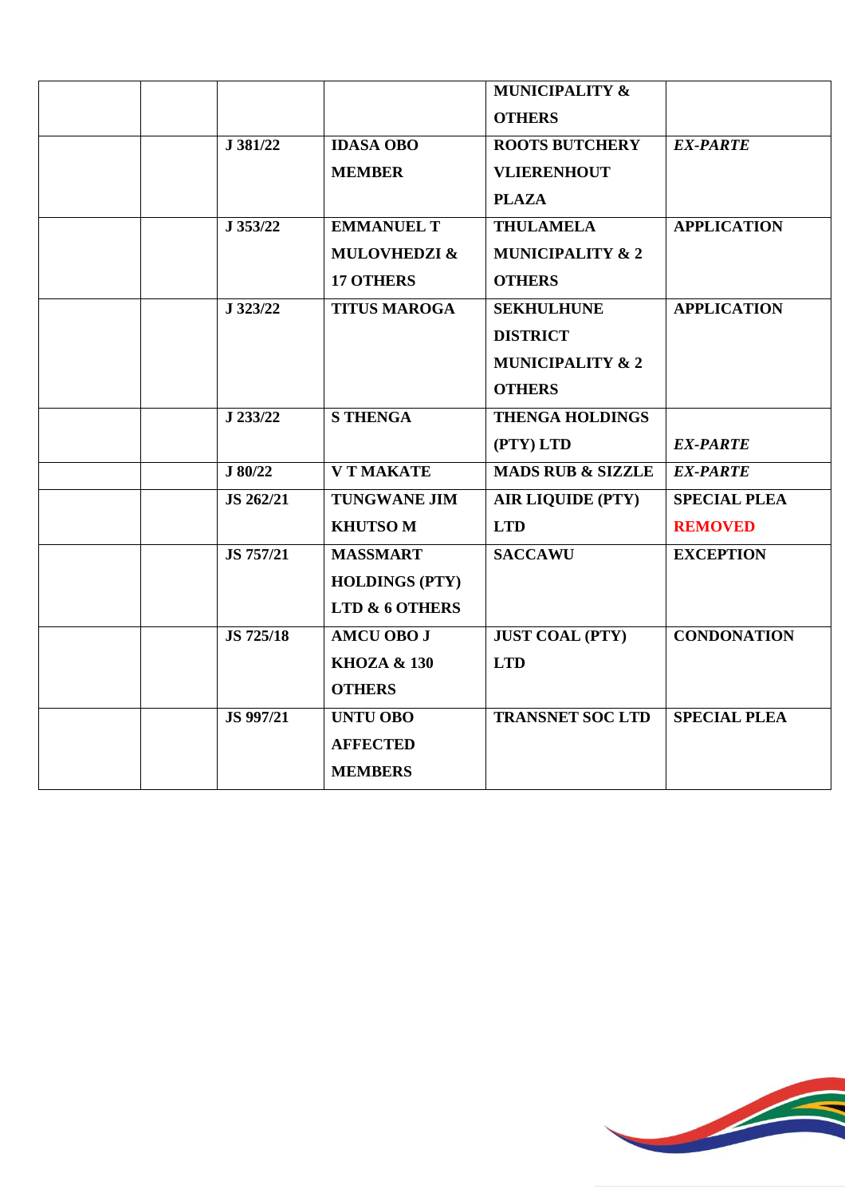| | | | | | |
|---|---|---|---|---|---|
| | | | | **MUNICIPALITY & OTHERS** | |
| | | **J 381/22** | **IDASA OBO MEMBER** | **ROOTS BUTCHERY VLIERENHOUT PLAZA** | ***EX-PARTE*** |
| | | **J 353/22** | **EMMANUEL T MULOVHEDZI & 17 OTHERS** | **THULAMELA MUNICIPALITY & 2 OTHERS** | **APPLICATION** |
| | | **J 323/22** | **TITUS MAROGA** | **SEKHULHUNE DISTRICT MUNICIPALITY & 2 OTHERS** | **APPLICATION** |
| | | **J 233/22** | **S THENGA** | **THENGA HOLDINGS (PTY) LTD** | ***EX-PARTE*** |
| | | **J 80/22** | **V T MAKATE** | **MADS RUB & SIZZLE** | ***EX-PARTE*** |
| | | **JS 262/21** | **TUNGWANE JIM KHUTSO M** | **AIR LIQUIDE (PTY) LTD** | **SPECIAL PLEA REMOVED** |
| | | **JS 757/21** | **MASSMART HOLDINGS (PTY) LTD & 6 OTHERS** | **SACCAWU** | **EXCEPTION** |
| | | **JS 725/18** | **AMCU OBO J KHOZA & 130 OTHERS** | **JUST COAL (PTY) LTD** | **CONDONATION** |
| | | **JS 997/21** | **UNTU OBO AFFECTED MEMBERS** | **TRANSNET SOC LTD** | **SPECIAL PLEA** |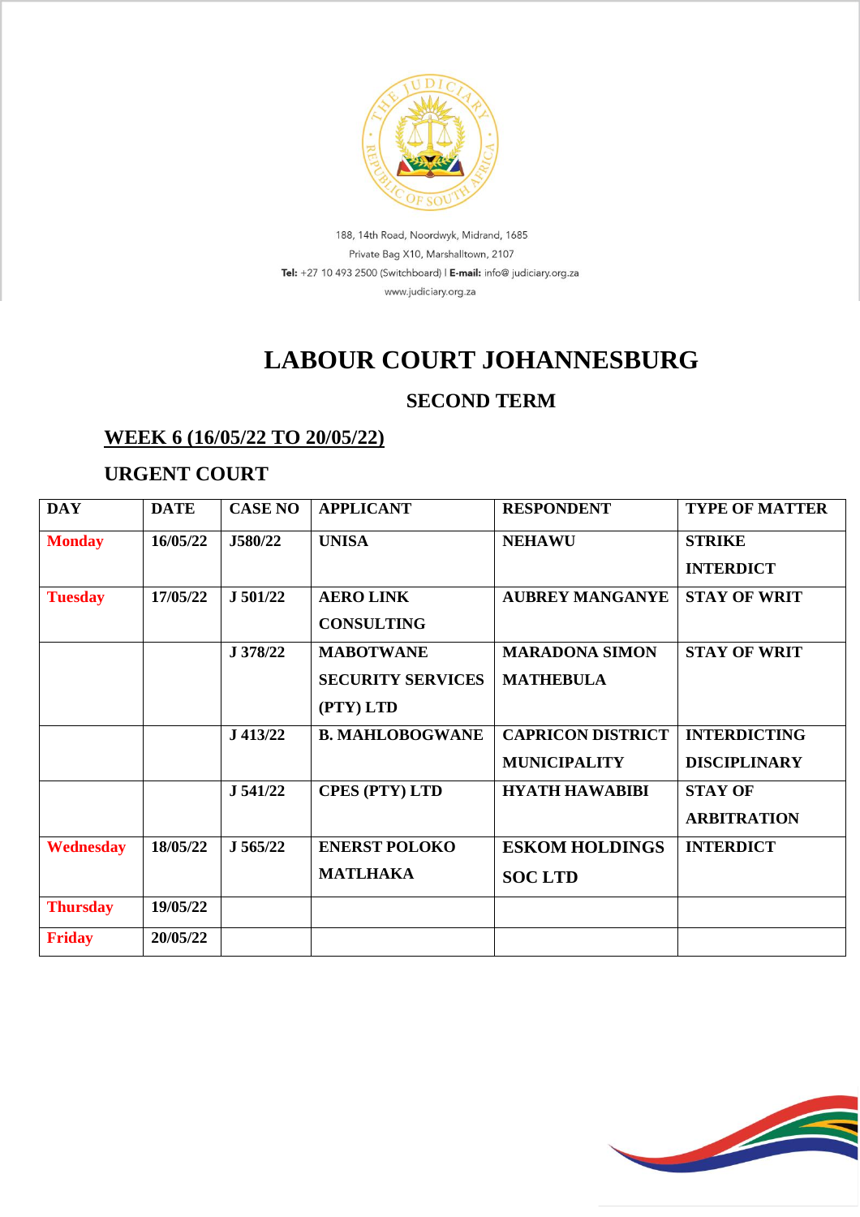188, 14th Road, Noordwyk, Midrand, 1685
Private Bag X10, Marshalltown, 2107
**Tel:** +27 10 493 2500 (Switchboard) I **E-mail:** info@ judiciary.org.za
www.judiciary.org.za

# LABOUR COURT JOHANNESBURG

## SECOND TERM

### WEEK 6 (16/05/22 TO 20/05/22)

### URGENT COURT

| DAY | DATE | CASE NO | APPLICANT | RESPONDENT | TYPE OF MATTER |
|---|---|---|---|---|---|
| Monday | 16/05/22 | J580/22 | UNISA | NEHAWU | STRIKE INTERDICT |
| Tuesday | 17/05/22 | J 501/22 | AERO LINK CONSULTING | AUBREY MANGANYE | STAY OF WRIT |
| | | J 378/22 | MABOTWANE SECURITY SERVICES (PTY) LTD | MARADONA SIMON MATHEBULA | STAY OF WRIT |
| | | J 413/22 | B. MAHLOBOGWANE | CAPRICON DISTRICT MUNICIPALITY | INTERDICTING DISCIPLINARY |
| | | J 541/22 | CPES (PTY) LTD | HYATH HAWABIBI | STAY OF ARBITRATION |
| Wednesday | 18/05/22 | J 565/22 | ENERST POLOKO MATLHAKA | ESKOM HOLDINGS SOC LTD | INTERDICT |
| Thursday | 19/05/22 | | | | |
| Friday | 20/05/22 | | | | |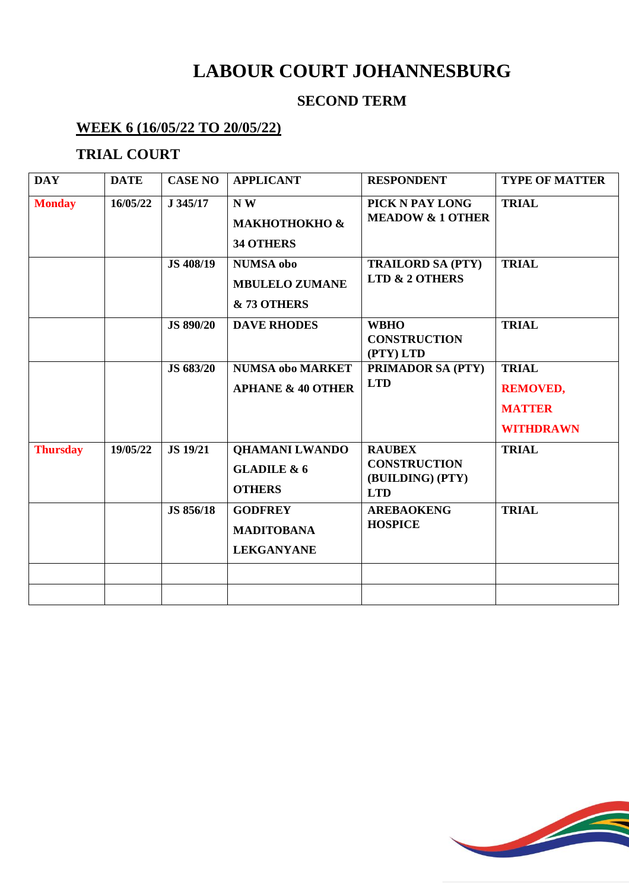# LABOUR COURT JOHANNESBURG

## SECOND TERM

### WEEK 6 (16/05/22 TO 20/05/22)

### TRIAL COURT

| DAY | DATE | CASE NO | APPLICANT | RESPONDENT | TYPE OF MATTER |
|---|---|---|---|---|---|
| Monday | 16/05/22 | J 345/17 | N W MAKHOTHOKHO & 34 OTHERS | PICK N PAY LONG MEADOW & 1 OTHER | TRIAL |
| | | JS 408/19 | NUMSA obo MBULELO ZUMANE & 73 OTHERS | TRAILORD SA (PTY) LTD & 2 OTHERS | TRIAL |
| | | JS 890/20 | DAVE RHODES | WBHO CONSTRUCTION (PTY) LTD | TRIAL |
| | | JS 683/20 | NUMSA obo MARKET APHANE & 40 OTHER | PRIMADOR SA (PTY) LTD | TRIAL REMOVED, MATTER WITHDRAWN |
| Thursday | 19/05/22 | JS 19/21 | QHAMANI LWANDO GLADILE & 6 OTHERS | RAUBEX CONSTRUCTION (BUILDING) (PTY) LTD | TRIAL |
| | | JS 856/18 | GODFREY MADITOBANA LEKGANYANE | AREBAOKENG HOSPICE | TRIAL |
| | | | | | |
| | | | | | |